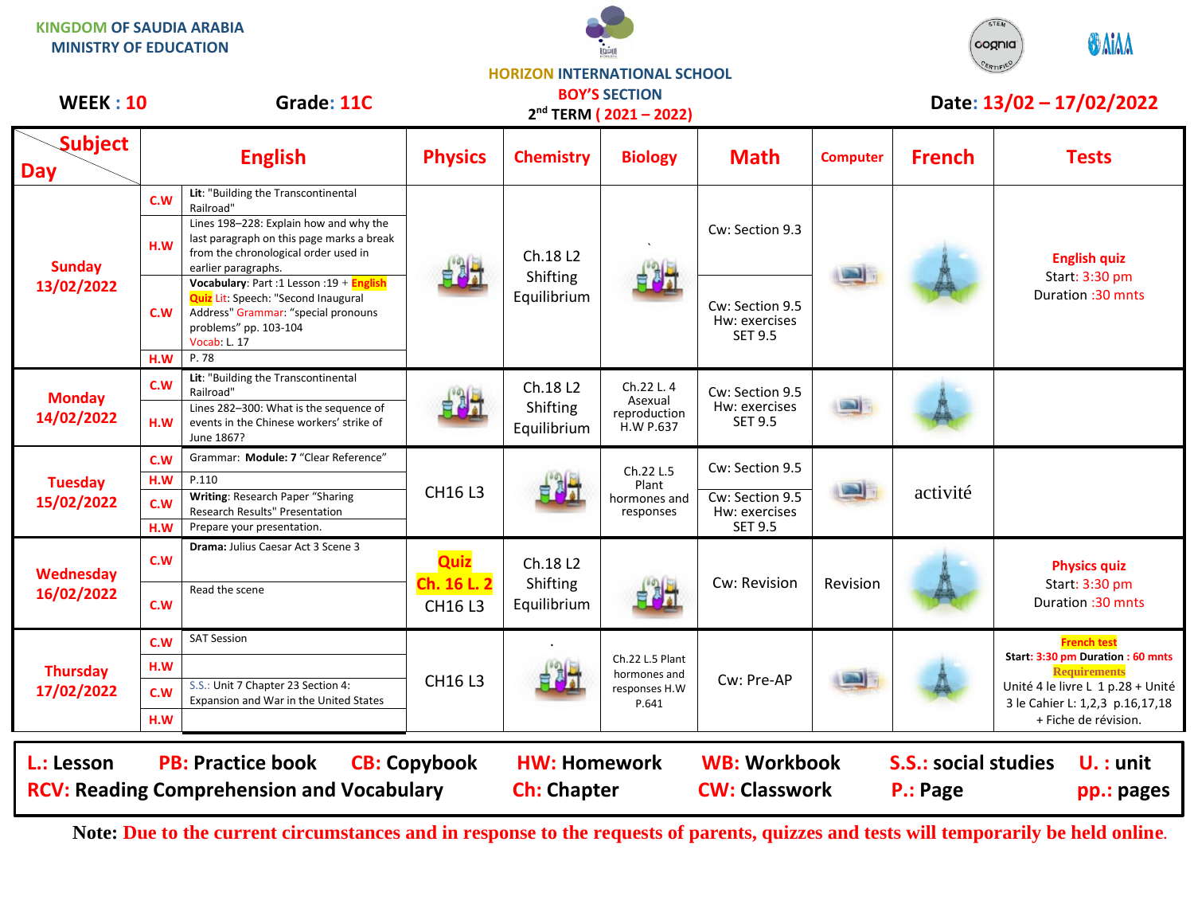KINGDOM OF SAUDIA ARABIA
MINISTRY OF EDUCATION

HORIZON INTERNATIONAL SCHOOL
BOY'S SECTION
2nd TERM ( 2021 – 2022)

**WEEK : 10** **Grade: 11C** **Date: 13/02 – 17/02/2022**

| Subject / Day | | English | Physics | Chemistry | Biology | Math | Computer | French | Tests |
|---|---|---|---|---|---|---|---|---|---|
| **Sunday 13/02/2022** | C.W | Lit: "Building the Transcontinental Railroad" | | Ch.18 L2 Shifting Equilibrium | | Cw: Section 9.3 | | | **English quiz** Start: 3:30 pm Duration :30 mnts |
| | H.W | Lines 198–228: Explain how and why the last paragraph on this page marks a break from the chronological order used in earlier paragraphs. | | | | | | | |
| | C.W | **Vocabulary**: Part :1 Lesson :19 + English Quiz Lit: Speech: "Second Inaugural Address" Grammar: "special pronouns problems" pp. 103-104 Vocab: L. 17 | | | | Cw: Section 9.5 Hw: exercises SET 9.5 | | | |
| | H.W | P. 78 | | | | | | | |
| **Monday 14/02/2022** | C.W | Lit: "Building the Transcontinental Railroad" | | Ch.18 L2 Shifting Equilibrium | Ch.22 L. 4 Asexual reproduction H.W P.637 | Cw: Section 9.5 Hw: exercises SET 9.5 | | | |
| | H.W | Lines 282–300: What is the sequence of events in the Chinese workers' strike of June 1867? | | | | | | | |
| **Tuesday 15/02/2022** | C.W | Grammar: **Module: 7** "Clear Reference" | CH16 L3 | | Ch.22 L.5 Plant hormones and responses | Cw: Section 9.5 | | activité | |
| | H.W | P.110 | | | | | | | |
| | C.W | **Writing**: Research Paper "Sharing Research Results" Presentation | | | | Cw: Section 9.5 Hw: exercises SET 9.5 | | | |
| | H.W | Prepare your presentation. | | | | | | | |
| **Wednesday 16/02/2022** | C.W | **Drama:** Julius Caesar Act 3 Scene 3 | Quiz Ch. 16 L. 2 CH16 L3 | Ch.18 L2 Shifting Equilibrium | | Cw: Revision | Revision | | **Physics quiz** Start: 3:30 pm Duration :30 mnts |
| | C.W | Read the scene | | | | | | | |
| **Thursday 17/02/2022** | C.W | SAT Session | CH16 L3 | . | Ch.22 L.5 Plant hormones and responses H.W P.641 | Cw: Pre-AP | | | **French test** **Start: 3:30 pm Duration : 60 mnts** Requirements Unité 4 le livre L 1 p.28 + Unité 3 le Cahier L: 1,2,3 p.16,17,18 + Fiche de révision. |
| | H.W | | | | | | | | |
| | C.W | S.S.: Unit 7 Chapter 23 Section 4: Expansion and War in the United States | | | | | | | |
| | H.W | | | | | | | | |

**L.: Lesson** **PB: Practice book** **CB: Copybook** **HW: Homework** **WB: Workbook** **S.S.: social studies** **U. : unit**
**RCV: Reading Comprehension and Vocabulary** **Ch: Chapter** **CW: Classwork** **P.: Page** **pp.: pages**

**Note: Due to the current circumstances and in response to the requests of parents, quizzes and tests will temporarily be held online.**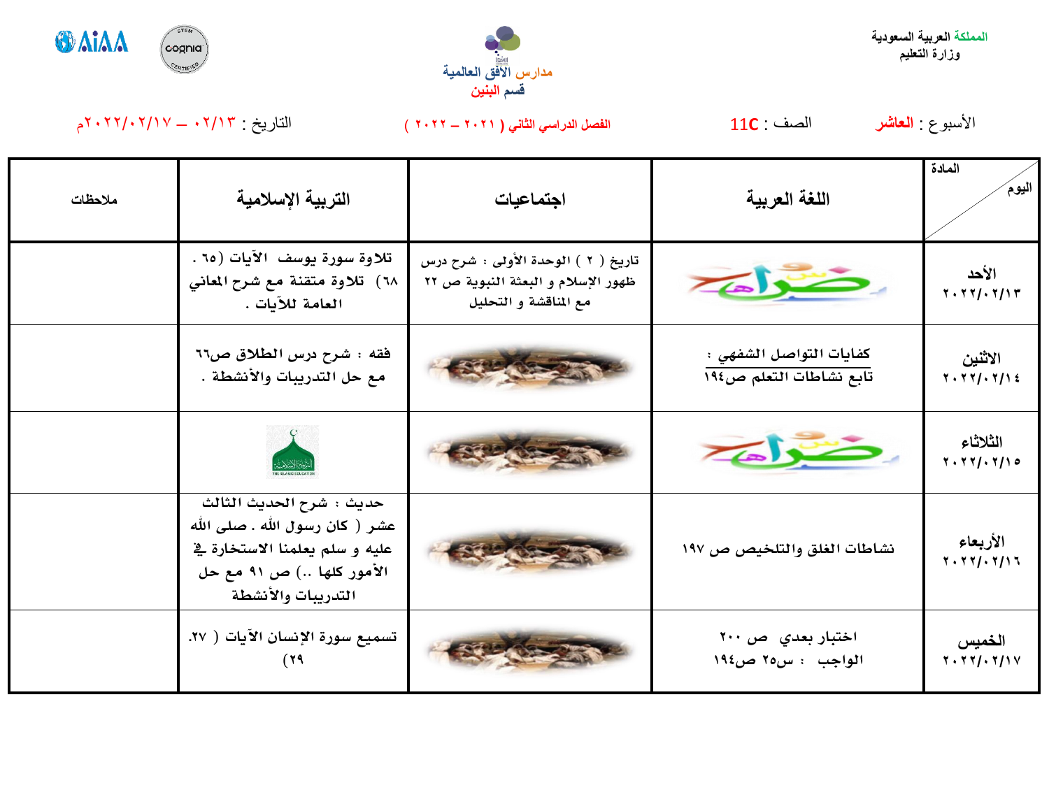المملكة العربية السعودية
وزارة التعليم

مدارس الأفق العالمية
قسم البنين

AiAA

cognia STEM CERTIFIED

الأسبوع : العاشر　　　الصف : 11C　　　الفصل الدراسي الثاني ( ٢٠٢١ – ٢٠٢٢ )　　　التاريخ : ٠٢/١٣ – ٢٠٢٢/٠٢/١٧م

| المادة / اليوم | اللغة العربية | اجتماعيات | التربية الإسلامية | ملاحظات |
|---|---|---|---|---|
| الأحد ٢٠٢٢/٠٢/١٣ | | تاريخ ( ٢ ) الوحدة الأولى : شرح درس ظهور الإسلام و البعثة النبوية ص ٢٢ مع المناقشة و التحليل | تلاوة سورة يوسف الآيات (٦٥ . ٦٨) تلاوة متقنة مع شرح المعاني العامة للآيات . | |
| الاثنين ٢٠٢٢/٠٢/١٤ | كفايات التواصل الشفهي : تابع نشاطات التعلم ص١٩٤ | | فقه : شرح درس الطلاق ص٦٦ مع حل التدريبات والأنشطة . | |
| الثلاثاء ٢٠٢٢/٠٢/١٥ | | | | |
| الأربعاء ٢٠٢٢/٠٢/١٦ | نشاطات الغلق والتلخيص ص ١٩٧ | | حديث : شرح الحديث الثالث عشر ( كان رسول الله . صلى الله عليه و سلم يعلمنا الاستخارة في الأمور كلها ..) ص ٩١ مع حل التدريبات والأنشطة | |
| الخميس ٢٠٢٢/٠٢/١٧ | اختبار بعدي ص ٢٠٠ الواجب : س٢٥ ص١٩٤ | | تسميع سورة الإنسان الآيات ( ٢٧. ٢٩) | |